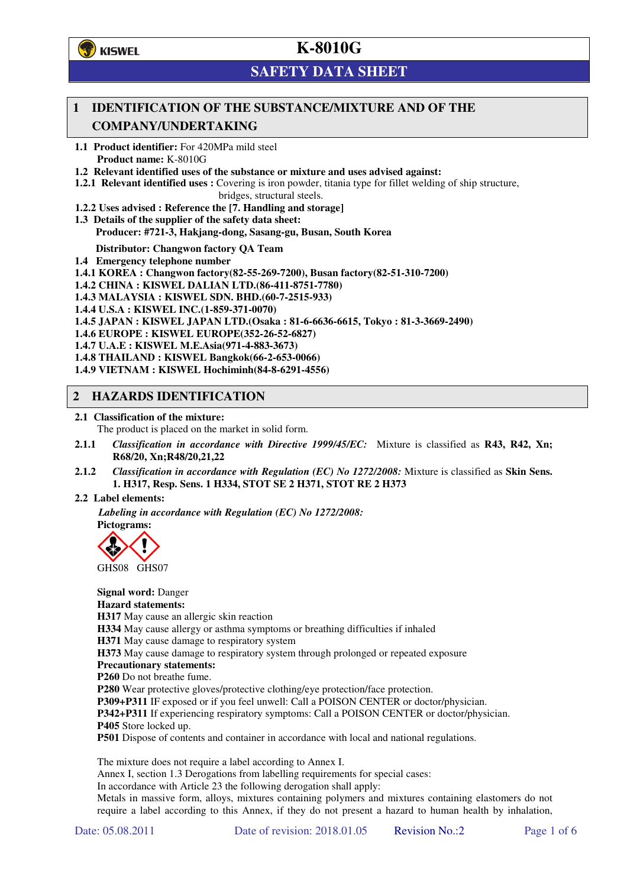KISWEL

# K-8010G

## SAFETY DATA SHEET

## 1 IDENTIFICATION OF THE SUBSTANCE/MIXTURE AND OF THE COMPANY/UNDERTAKING

**1.1 Product identifier:** For 420MPa mild steel
**Product name:** K-8010G

**1.2 Relevant identified uses of the substance or mixture and uses advised against:**

**1.2.1 Relevant identified uses :** Covering is iron powder, titania type for fillet welding of ship structure, bridges, structural steels.

**1.2.2 Uses advised : Reference the [7. Handling and storage]**

**1.3 Details of the supplier of the safety data sheet:**
**Producer: #721-3, Hakjang-dong, Sasang-gu, Busan, South Korea**

**Distributor: Changwon factory QA Team**

**1.4 Emergency telephone number**

**1.4.1 KOREA : Changwon factory(82-55-269-7200), Busan factory(82-51-310-7200)**
**1.4.2 CHINA : KISWEL DALIAN LTD.(86-411-8751-7780)**
**1.4.3 MALAYSIA : KISWEL SDN. BHD.(60-7-2515-933)**
**1.4.4 U.S.A : KISWEL INC.(1-859-371-0070)**
**1.4.5 JAPAN : KISWEL JAPAN LTD.(Osaka : 81-6-6636-6615, Tokyo : 81-3-3669-2490)**
**1.4.6 EUROPE : KISWEL EUROPE(352-26-52-6827)**
**1.4.7 U.A.E : KISWEL M.E.Asia(971-4-883-3673)**
**1.4.8 THAILAND : KISWEL Bangkok(66-2-653-0066)**
**1.4.9 VIETNAM : KISWEL Hochiminh(84-8-6291-4556)**

## 2 HAZARDS IDENTIFICATION

**2.1 Classification of the mixture:**
The product is placed on the market in solid form.

**2.1.1** *Classification in accordance with Directive 1999/45/EC:* Mixture is classified as **R43, R42, Xn; R68/20, Xn;R48/20,21,22**

**2.1.2** *Classification in accordance with Regulation (EC) No 1272/2008:* Mixture is classified as **Skin Sens. 1. H317, Resp. Sens. 1 H334, STOT SE 2 H371, STOT RE 2 H373**

**2.2 Label elements:**

***Labeling in accordance with Regulation (EC) No 1272/2008:***

**Pictograms:**

GHS08 GHS07

**Signal word:** Danger

**Hazard statements:**

**H317** May cause an allergic skin reaction
**H334** May cause allergy or asthma symptoms or breathing difficulties if inhaled
**H371** May cause damage to respiratory system
**H373** May cause damage to respiratory system through prolonged or repeated exposure

**Precautionary statements:**

**P260** Do not breathe fume.
**P280** Wear protective gloves/protective clothing/eye protection/face protection.
**P309+P311** IF exposed or if you feel unwell: Call a POISON CENTER or doctor/physician.
**P342+P311** If experiencing respiratory symptoms: Call a POISON CENTER or doctor/physician.
**P405** Store locked up.
**P501** Dispose of contents and container in accordance with local and national regulations.

The mixture does not require a label according to Annex I.
Annex I, section 1.3 Derogations from labelling requirements for special cases:
In accordance with Article 23 the following derogation shall apply:
Metals in massive form, alloys, mixtures containing polymers and mixtures containing elastomers do not require a label according to this Annex, if they do not present a hazard to human health by inhalation,

Date: 05.08.2011 Date of revision: 2018.01.05 Revision No.:2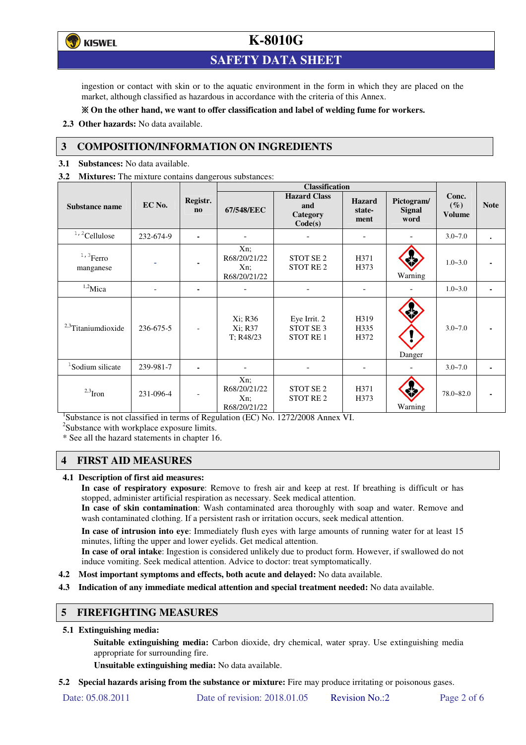ingestion or contact with skin or to the aquatic environment in the form in which they are placed on the market, although classified as hazardous in accordance with the criteria of this Annex.

**※ On the other hand, we want to offer classification and label of welding fume for workers.**

**2.3 Other hazards:** No data available.

## 3 COMPOSITION/INFORMATION ON INGREDIENTS

**3.1 Substances:** No data available.

**3.2 Mixtures:** The mixture contains dangerous substances:

| Substance name | EC No. | Registr. no | Classification | | | | Conc. (%) Volume | Note |
|---|---|---|---|---|---|---|---|---|
| | | | 67/548/EEC | Hazard Class and Category Code(s) | Hazard state-ment | Pictogram/ Signal word | | |
| [1,2]Cellulose | 232-674-9 | - | - | - | - | - | 3.0~7.0 | . |
| [1,3]Ferro manganese | - | - | Xn; R68/20/21/22 Xn; R68/20/21/22 | STOT SE 2 STOT RE 2 | H371 H373 | Warning | 1.0~3.0 | - |
| [1,2]Mica | - | - | - | - | - | - | 1.0~3.0 | - |
| [2,3]Titaniumdioxide | 236-675-5 | - | Xi; R36 Xi; R37 T; R48/23 | Eye Irrit. 2 STOT SE 3 STOT RE 1 | H319 H335 H372 | Danger | 3.0~7.0 | - |
| [1]Sodium silicate | 239-981-7 | - | - | - | - | - | 3.0~7.0 | - |
| [2,3]Iron | 231-096-4 | - | Xn; R68/20/21/22 Xn; R68/20/21/22 | STOT SE 2 STOT RE 2 | H371 H373 | Warning | 78.0~82.0 | - |

[1]Substance is not classified in terms of Regulation (EC) No. 1272/2008 Annex VI.
[2]Substance with workplace exposure limits.
* See all the hazard statements in chapter 16.

## 4 FIRST AID MEASURES

**4.1 Description of first aid measures:**

**In case of respiratory exposure**: Remove to fresh air and keep at rest. If breathing is difficult or has stopped, administer artificial respiration as necessary. Seek medical attention.
**In case of skin contamination**: Wash contaminated area thoroughly with soap and water. Remove and wash contaminated clothing. If a persistent rash or irritation occurs, seek medical attention.

**In case of intrusion into eye**: Immediately flush eyes with large amounts of running water for at least 15 minutes, lifting the upper and lower eyelids. Get medical attention.
**In case of oral intake**: Ingestion is considered unlikely due to product form. However, if swallowed do not induce vomiting. Seek medical attention. Advice to doctor: treat symptomatically.

**4.2 Most important symptoms and effects, both acute and delayed:** No data available.

**4.3 Indication of any immediate medical attention and special treatment needed:** No data available.

## 5 FIREFIGHTING MEASURES

**5.1 Extinguishing media:**

**Suitable extinguishing media:** Carbon dioxide, dry chemical, water spray. Use extinguishing media appropriate for surrounding fire.

**Unsuitable extinguishing media:** No data available.

**5.2 Special hazards arising from the substance or mixture:** Fire may produce irritating or poisonous gases.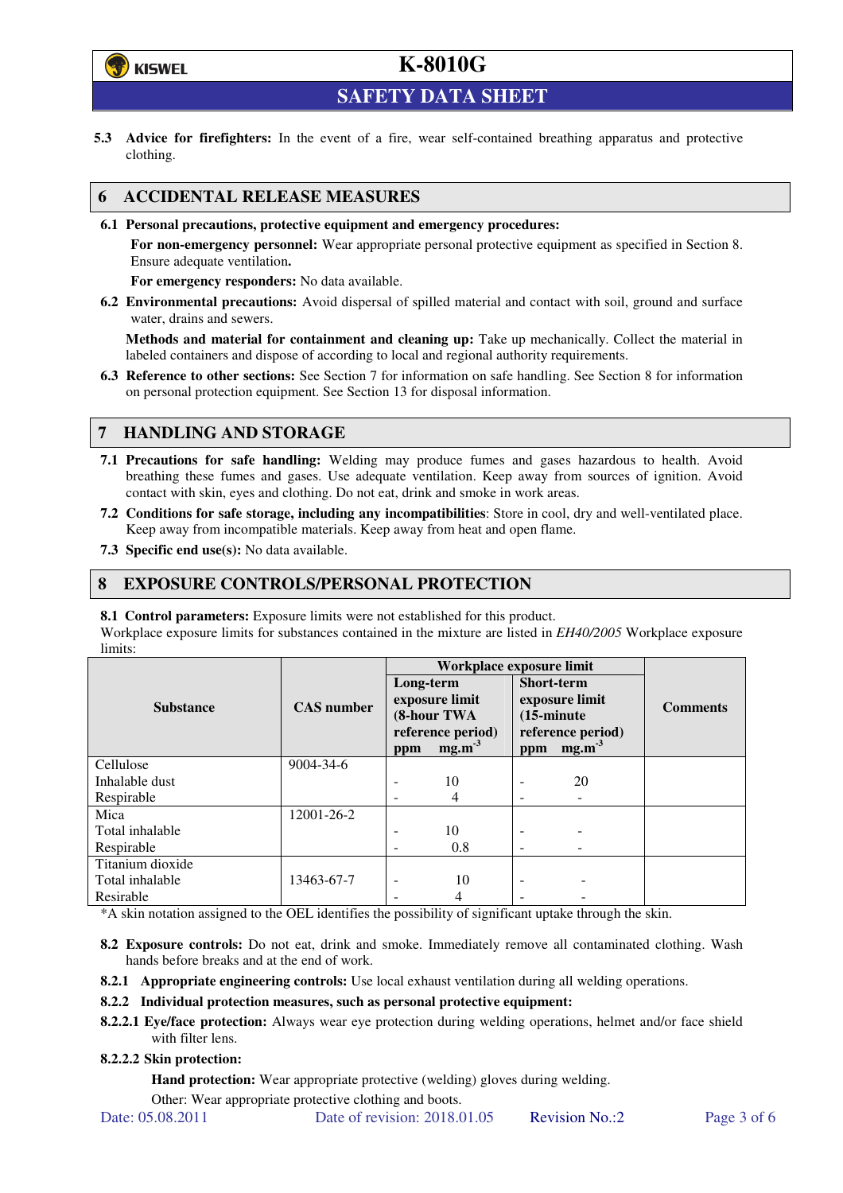**5.3 Advice for firefighters:** In the event of a fire, wear self-contained breathing apparatus and protective clothing.

## 6 ACCIDENTAL RELEASE MEASURES

**6.1 Personal precautions, protective equipment and emergency procedures:**

**For non-emergency personnel:** Wear appropriate personal protective equipment as specified in Section 8. Ensure adequate ventilation**.**

**For emergency responders:** No data available.

**6.2 Environmental precautions:** Avoid dispersal of spilled material and contact with soil, ground and surface water, drains and sewers.

**Methods and material for containment and cleaning up:** Take up mechanically. Collect the material in labeled containers and dispose of according to local and regional authority requirements.

**6.3 Reference to other sections:** See Section 7 for information on safe handling. See Section 8 for information on personal protection equipment. See Section 13 for disposal information.

## 7 HANDLING AND STORAGE

**7.1 Precautions for safe handling:** Welding may produce fumes and gases hazardous to health. Avoid breathing these fumes and gases. Use adequate ventilation. Keep away from sources of ignition. Avoid contact with skin, eyes and clothing. Do not eat, drink and smoke in work areas.

**7.2 Conditions for safe storage, including any incompatibilities**: Store in cool, dry and well-ventilated place. Keep away from incompatible materials. Keep away from heat and open flame.

**7.3 Specific end use(s):** No data available.

## 8 EXPOSURE CONTROLS/PERSONAL PROTECTION

**8.1 Control parameters:** Exposure limits were not established for this product.

Workplace exposure limits for substances contained in the mixture are listed in *EH40/2005* Workplace exposure limits:

| Substance | CAS number | Workplace exposure limit | | | | Comments |
|---|---|---|---|---|---|---|
| | | Long-term exposure limit (8-hour TWA reference period) | | Short-term exposure limit (15-minute reference period) | | |
| | | ppm | $mg.m^{-3}$ | ppm | $mg.m^{-3}$ | |
| Cellulose | 9004-34-6 | | | | | |
| Inhalable dust | | - | 10 | - | 20 | |
| Respirable | | - | 4 | - | - | |
| Mica | 12001-26-2 | | | | | |
| Total inhalable | | - | 10 | - | - | |
| Respirable | | - | 0.8 | - | - | |
| Titanium dioxide | | | | | | |
| Total inhalable | 13463-67-7 | - | 10 | - | - | |
| Resirable | | - | 4 | - | - | |

*A skin notation assigned to the OEL identifies the possibility of significant uptake through the skin.

**8.2 Exposure controls:** Do not eat, drink and smoke. Immediately remove all contaminated clothing. Wash hands before breaks and at the end of work.

**8.2.1 Appropriate engineering controls:** Use local exhaust ventilation during all welding operations.

**8.2.2 Individual protection measures, such as personal protective equipment:**

**8.2.2.1 Eye/face protection:** Always wear eye protection during welding operations, helmet and/or face shield with filter lens.

**8.2.2.2 Skin protection:**

**Hand protection:** Wear appropriate protective (welding) gloves during welding.

Other: Wear appropriate protective clothing and boots.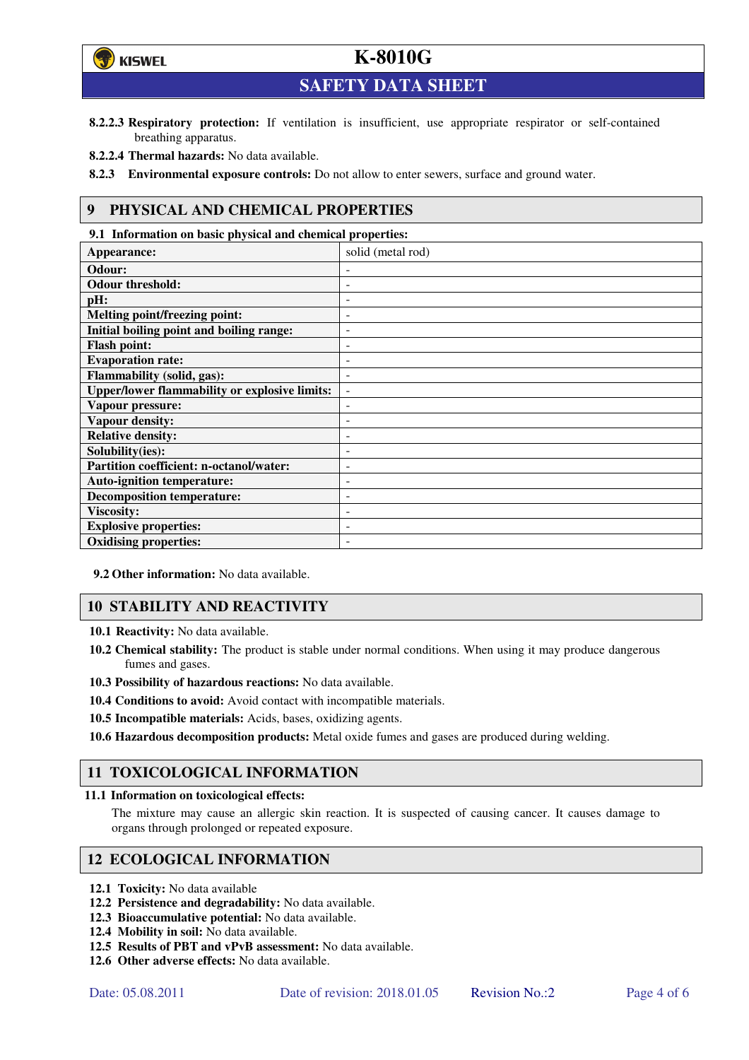**8.2.2.3 Respiratory protection:** If ventilation is insufficient, use appropriate respirator or self-contained breathing apparatus.

**8.2.2.4 Thermal hazards:** No data available.

**8.2.3 Environmental exposure controls:** Do not allow to enter sewers, surface and ground water.

## 9 PHYSICAL AND CHEMICAL PROPERTIES

**9.1 Information on basic physical and chemical properties:**

| Appearance: | solid (metal rod) |
|---|---|
| **Odour:** | - |
| **Odour threshold:** | - |
| **pH:** | - |
| **Melting point/freezing point:** | - |
| **Initial boiling point and boiling range:** | - |
| **Flash point:** | - |
| **Evaporation rate:** | - |
| **Flammability (solid, gas):** | - |
| **Upper/lower flammability or explosive limits:** | - |
| **Vapour pressure:** | - |
| **Vapour density:** | - |
| **Relative density:** | - |
| **Solubility(ies):** | - |
| **Partition coefficient: n-octanol/water:** | - |
| **Auto-ignition temperature:** | - |
| **Decomposition temperature:** | - |
| **Viscosity:** | - |
| **Explosive properties:** | - |
| **Oxidising properties:** | - |

**9.2 Other information:** No data available.

## 10 STABILITY AND REACTIVITY

**10.1 Reactivity:** No data available.

**10.2 Chemical stability:** The product is stable under normal conditions. When using it may produce dangerous fumes and gases.

**10.3 Possibility of hazardous reactions:** No data available.

**10.4 Conditions to avoid:** Avoid contact with incompatible materials.

**10.5 Incompatible materials:** Acids, bases, oxidizing agents.

**10.6 Hazardous decomposition products:** Metal oxide fumes and gases are produced during welding.

## 11 TOXICOLOGICAL INFORMATION

**11.1 Information on toxicological effects:**

The mixture may cause an allergic skin reaction. It is suspected of causing cancer. It causes damage to organs through prolonged or repeated exposure.

## 12 ECOLOGICAL INFORMATION

**12.1 Toxicity:** No data available

**12.2 Persistence and degradability:** No data available.

**12.3 Bioaccumulative potential:** No data available.

**12.4 Mobility in soil:** No data available.

**12.5 Results of PBT and vPvB assessment:** No data available.

**12.6 Other adverse effects:** No data available.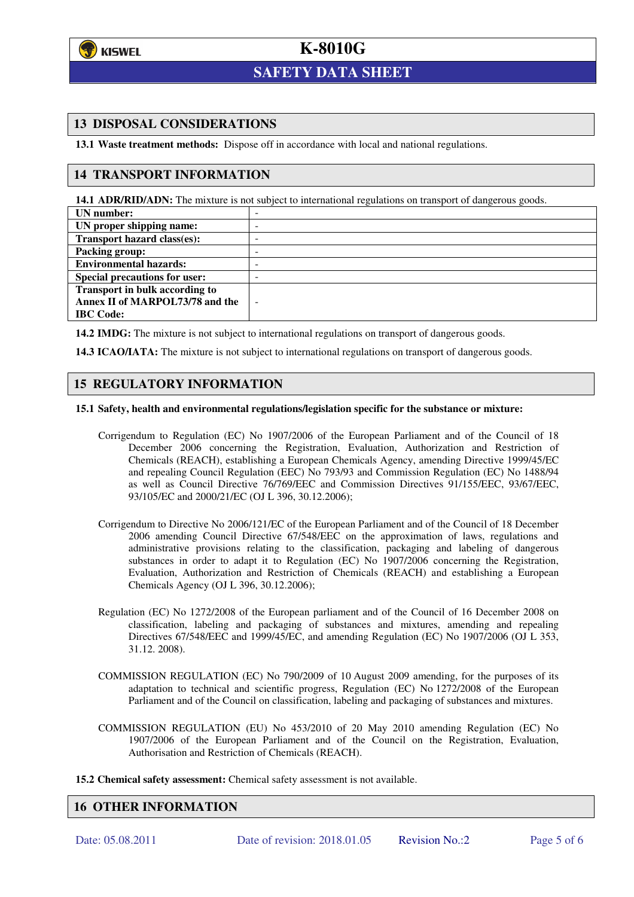## 13 DISPOSAL CONSIDERATIONS

**13.1 Waste treatment methods:** Dispose off in accordance with local and national regulations.

## 14 TRANSPORT INFORMATION

**14.1 ADR/RID/ADN:** The mixture is not subject to international regulations on transport of dangerous goods.

| | |
|---|---|
| **UN number:** | - |
| **UN proper shipping name:** | - |
| **Transport hazard class(es):** | - |
| **Packing group:** | - |
| **Environmental hazards:** | - |
| **Special precautions for user:** | - |
| **Transport in bulk according to Annex II of MARPOL73/78 and the IBC Code:** | - |

**14.2 IMDG:** The mixture is not subject to international regulations on transport of dangerous goods.

**14.3 ICAO/IATA:** The mixture is not subject to international regulations on transport of dangerous goods.

## 15 REGULATORY INFORMATION

**15.1 Safety, health and environmental regulations/legislation specific for the substance or mixture:**

Corrigendum to Regulation (EC) No 1907/2006 of the European Parliament and of the Council of 18 December 2006 concerning the Registration, Evaluation, Authorization and Restriction of Chemicals (REACH), establishing a European Chemicals Agency, amending Directive 1999/45/EC and repealing Council Regulation (EEC) No 793/93 and Commission Regulation (EC) No 1488/94 as well as Council Directive 76/769/EEC and Commission Directives 91/155/EEC, 93/67/EEC, 93/105/EC and 2000/21/EC (OJ L 396, 30.12.2006);

Corrigendum to Directive No 2006/121/EC of the European Parliament and of the Council of 18 December 2006 amending Council Directive 67/548/EEC on the approximation of laws, regulations and administrative provisions relating to the classification, packaging and labeling of dangerous substances in order to adapt it to Regulation (EC) No 1907/2006 concerning the Registration, Evaluation, Authorization and Restriction of Chemicals (REACH) and establishing a European Chemicals Agency (OJ L 396, 30.12.2006);

Regulation (EC) No 1272/2008 of the European parliament and of the Council of 16 December 2008 on classification, labeling and packaging of substances and mixtures, amending and repealing Directives 67/548/EEC and 1999/45/EC, and amending Regulation (EC) No 1907/2006 (OJ L 353, 31.12. 2008).

COMMISSION REGULATION (EC) No 790/2009 of 10 August 2009 amending, for the purposes of its adaptation to technical and scientific progress, Regulation (EC) No 1272/2008 of the European Parliament and of the Council on classification, labeling and packaging of substances and mixtures.

COMMISSION REGULATION (EU) No 453/2010 of 20 May 2010 amending Regulation (EC) No 1907/2006 of the European Parliament and of the Council on the Registration, Evaluation, Authorisation and Restriction of Chemicals (REACH).

**15.2 Chemical safety assessment:** Chemical safety assessment is not available.

## 16 OTHER INFORMATION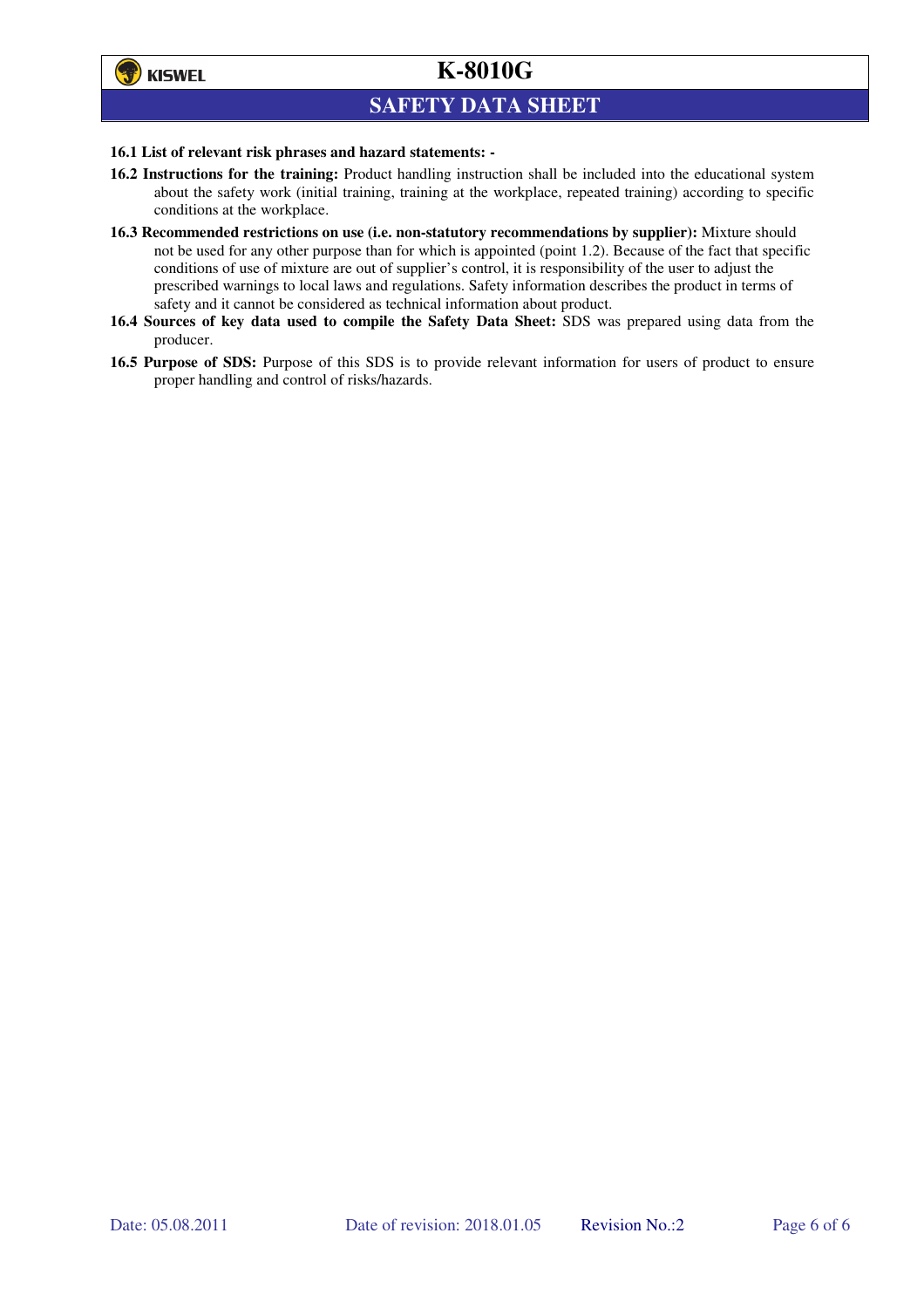**16.1 List of relevant risk phrases and hazard statements: -**

**16.2 Instructions for the training:** Product handling instruction shall be included into the educational system about the safety work (initial training, training at the workplace, repeated training) according to specific conditions at the workplace.

**16.3 Recommended restrictions on use (i.e. non-statutory recommendations by supplier):** Mixture should not be used for any other purpose than for which is appointed (point 1.2). Because of the fact that specific conditions of use of mixture are out of supplier's control, it is responsibility of the user to adjust the prescribed warnings to local laws and regulations. Safety information describes the product in terms of safety and it cannot be considered as technical information about product.

**16.4 Sources of key data used to compile the Safety Data Sheet:** SDS was prepared using data from the producer.

**16.5 Purpose of SDS:** Purpose of this SDS is to provide relevant information for users of product to ensure proper handling and control of risks/hazards.